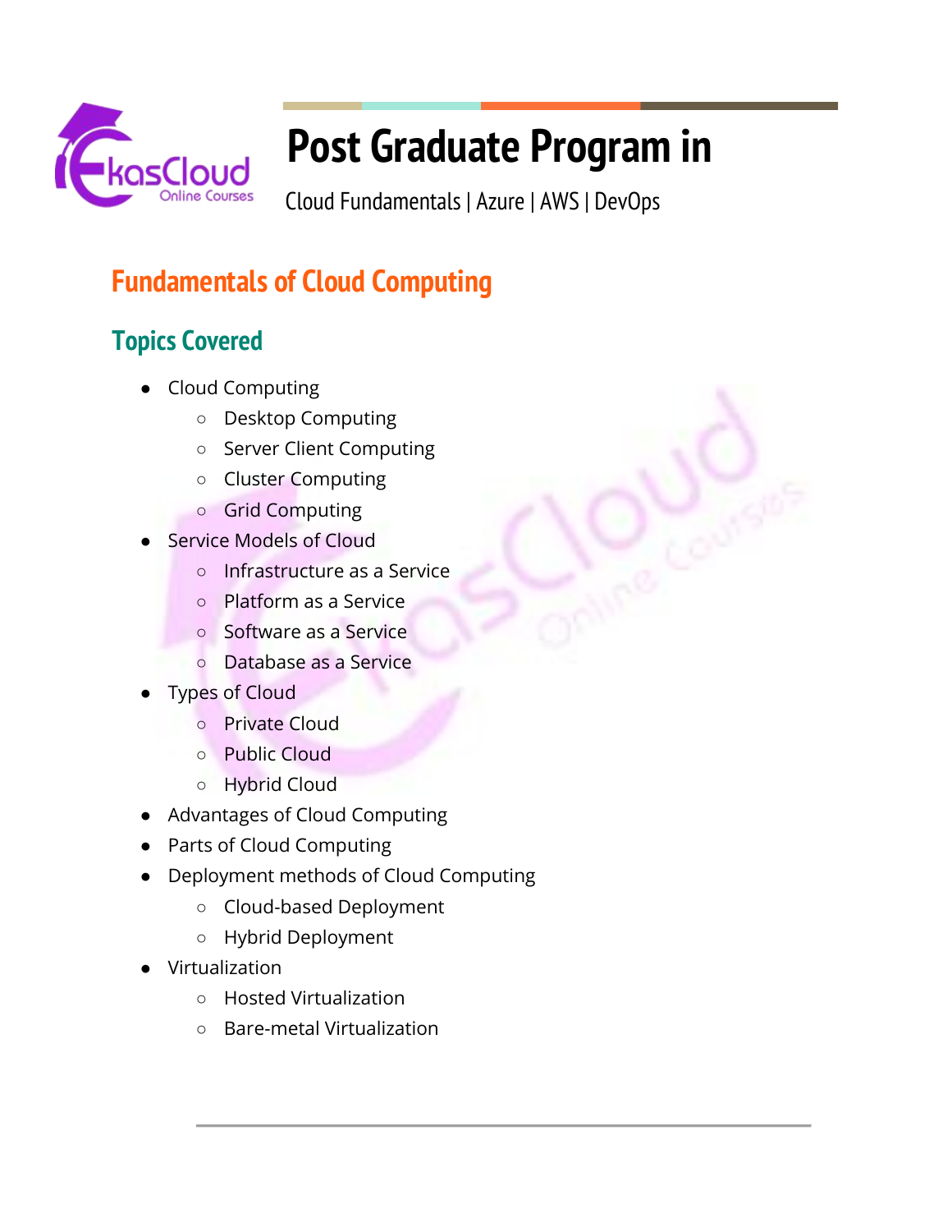# Post Graduate Program in

Cloud Fundamentals | Azure | AWS | DevOps

## Fundamentals of Cloud Computing

### Topics Covered

- Cloud Computing
  - Desktop Computing
  - Server Client Computing
  - Cluster Computing
  - Grid Computing
- Service Models of Cloud
  - Infrastructure as a Service
  - Platform as a Service
  - Software as a Service
  - Database as a Service
- Types of Cloud
  - Private Cloud
  - Public Cloud
  - Hybrid Cloud
- Advantages of Cloud Computing
- Parts of Cloud Computing
- Deployment methods of Cloud Computing
  - Cloud-based Deployment
  - Hybrid Deployment
- Virtualization
  - Hosted Virtualization
  - Bare-metal Virtualization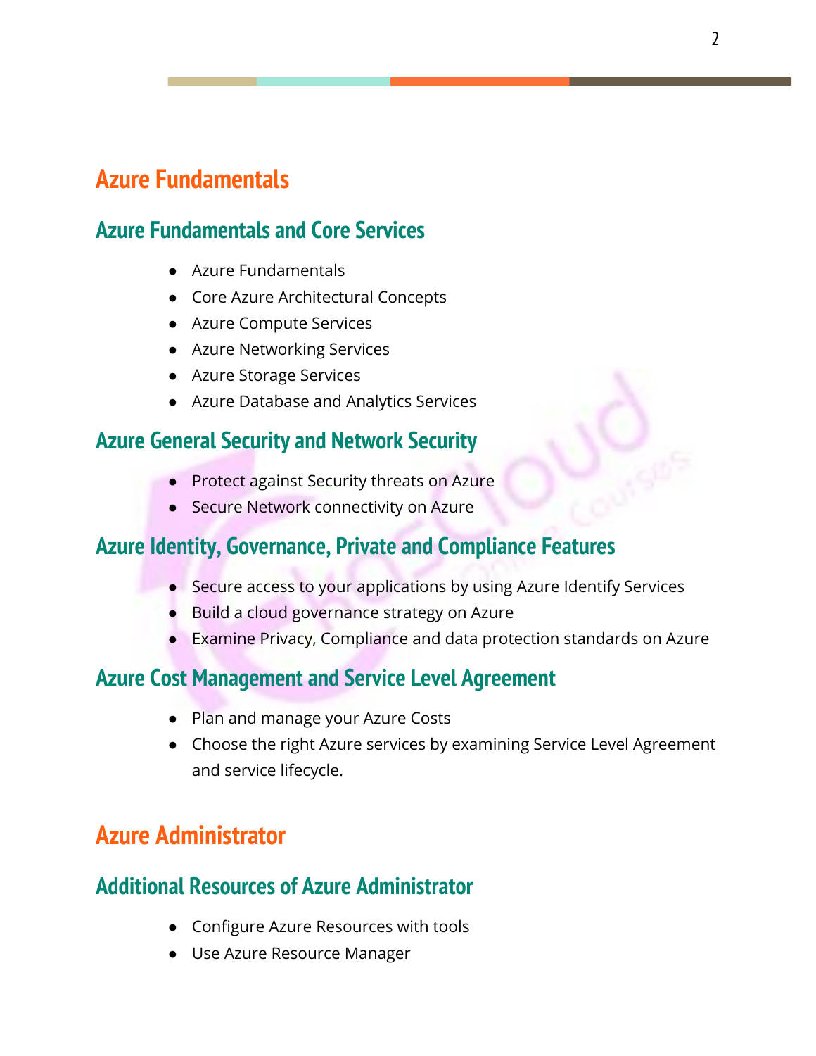# Azure Fundamentals

## Azure Fundamentals and Core Services

- Azure Fundamentals
- Core Azure Architectural Concepts
- Azure Compute Services
- Azure Networking Services
- Azure Storage Services
- Azure Database and Analytics Services

## Azure General Security and Network Security

- Protect against Security threats on Azure
- Secure Network connectivity on Azure

## Azure Identity, Governance, Private and Compliance Features

- Secure access to your applications by using Azure Identify Services
- Build a cloud governance strategy on Azure
- Examine Privacy, Compliance and data protection standards on Azure

## Azure Cost Management and Service Level Agreement

- Plan and manage your Azure Costs
- Choose the right Azure services by examining Service Level Agreement and service lifecycle.

# Azure Administrator

## Additional Resources of Azure Administrator

- Configure Azure Resources with tools
- Use Azure Resource Manager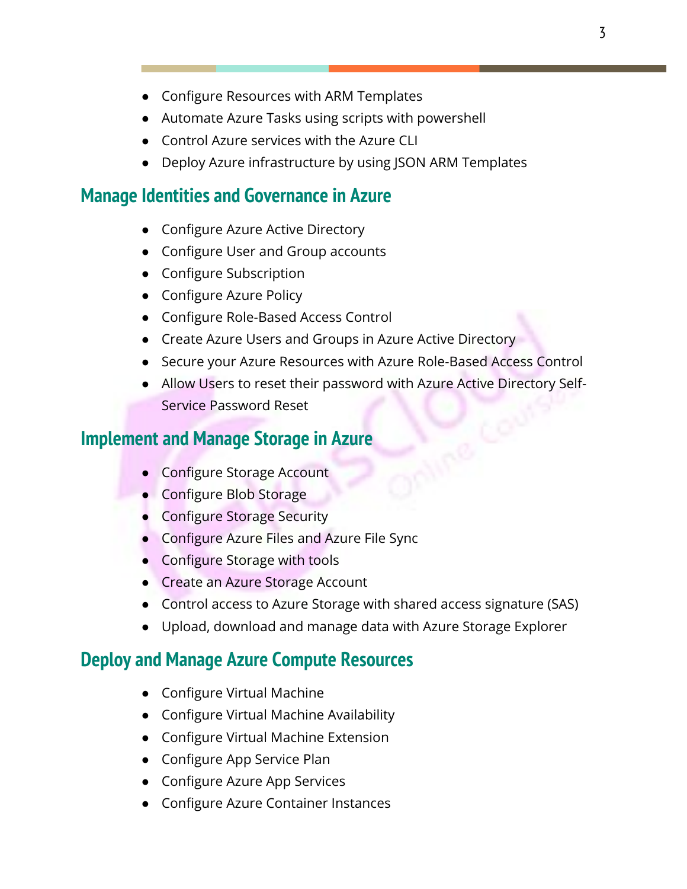- Configure Resources with ARM Templates
- Automate Azure Tasks using scripts with powershell
- Control Azure services with the Azure CLI
- Deploy Azure infrastructure by using JSON ARM Templates

## Manage Identities and Governance in Azure

- Configure Azure Active Directory
- Configure User and Group accounts
- Configure Subscription
- Configure Azure Policy
- Configure Role-Based Access Control
- Create Azure Users and Groups in Azure Active Directory
- Secure your Azure Resources with Azure Role-Based Access Control
- Allow Users to reset their password with Azure Active Directory Self-Service Password Reset

## Implement and Manage Storage in Azure

- Configure Storage Account
- Configure Blob Storage
- Configure Storage Security
- Configure Azure Files and Azure File Sync
- Configure Storage with tools
- Create an Azure Storage Account
- Control access to Azure Storage with shared access signature (SAS)
- Upload, download and manage data with Azure Storage Explorer

## Deploy and Manage Azure Compute Resources

- Configure Virtual Machine
- Configure Virtual Machine Availability
- Configure Virtual Machine Extension
- Configure App Service Plan
- Configure Azure App Services
- Configure Azure Container Instances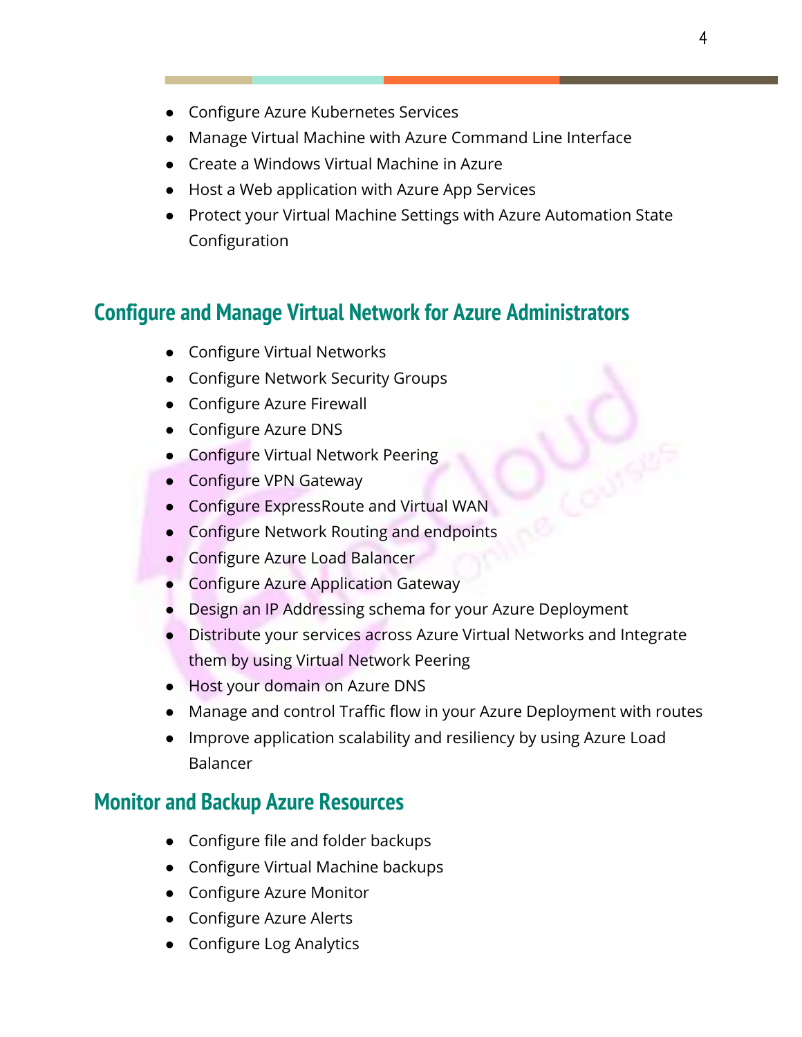- Configure Azure Kubernetes Services
- Manage Virtual Machine with Azure Command Line Interface
- Create a Windows Virtual Machine in Azure
- Host a Web application with Azure App Services
- Protect your Virtual Machine Settings with Azure Automation State Configuration

## Configure and Manage Virtual Network for Azure Administrators

- Configure Virtual Networks
- Configure Network Security Groups
- Configure Azure Firewall
- Configure Azure DNS
- Configure Virtual Network Peering
- Configure VPN Gateway
- Configure ExpressRoute and Virtual WAN
- Configure Network Routing and endpoints
- Configure Azure Load Balancer
- Configure Azure Application Gateway
- Design an IP Addressing schema for your Azure Deployment
- Distribute your services across Azure Virtual Networks and Integrate them by using Virtual Network Peering
- Host your domain on Azure DNS
- Manage and control Traffic flow in your Azure Deployment with routes
- Improve application scalability and resiliency by using Azure Load Balancer

## Monitor and Backup Azure Resources

- Configure file and folder backups
- Configure Virtual Machine backups
- Configure Azure Monitor
- Configure Azure Alerts
- Configure Log Analytics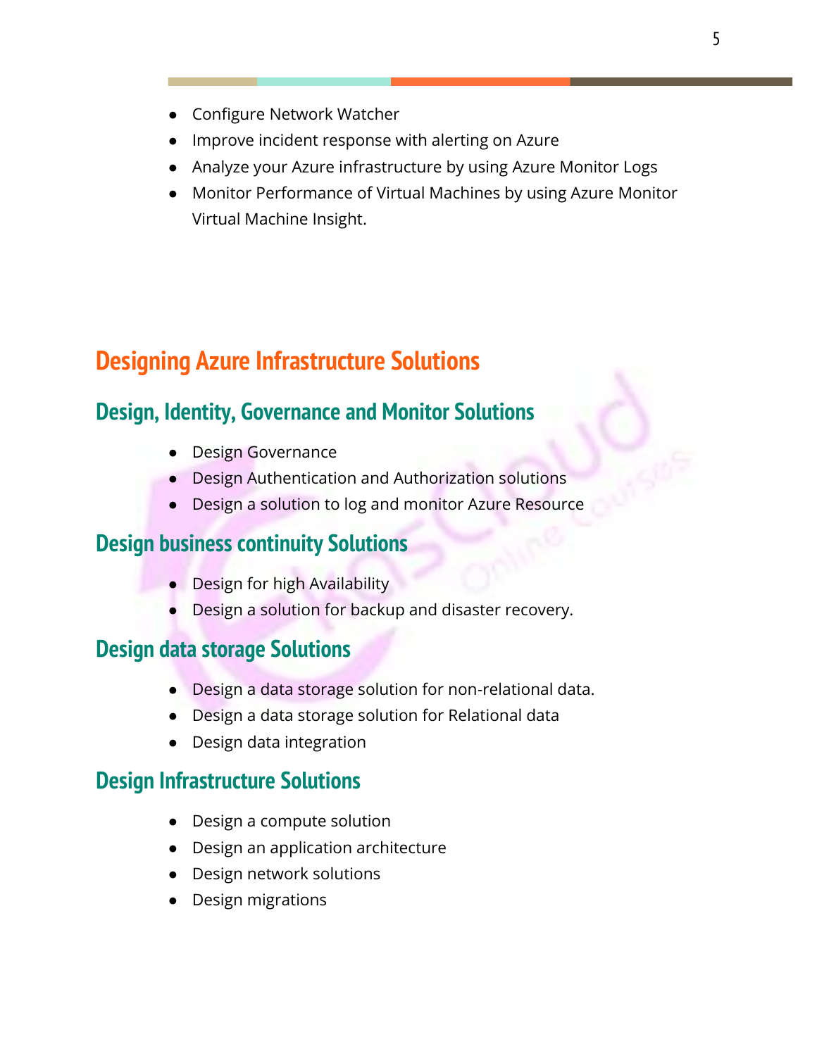- Configure Network Watcher
- Improve incident response with alerting on Azure
- Analyze your Azure infrastructure by using Azure Monitor Logs
- Monitor Performance of Virtual Machines by using Azure Monitor Virtual Machine Insight.

# Designing Azure Infrastructure Solutions

## Design, Identity, Governance and Monitor Solutions

- Design Governance
- Design Authentication and Authorization solutions
- Design a solution to log and monitor Azure Resource

## Design business continuity Solutions

- Design for high Availability
- Design a solution for backup and disaster recovery.

## Design data storage Solutions

- Design a data storage solution for non-relational data.
- Design a data storage solution for Relational data
- Design data integration

## Design Infrastructure Solutions

- Design a compute solution
- Design an application architecture
- Design network solutions
- Design migrations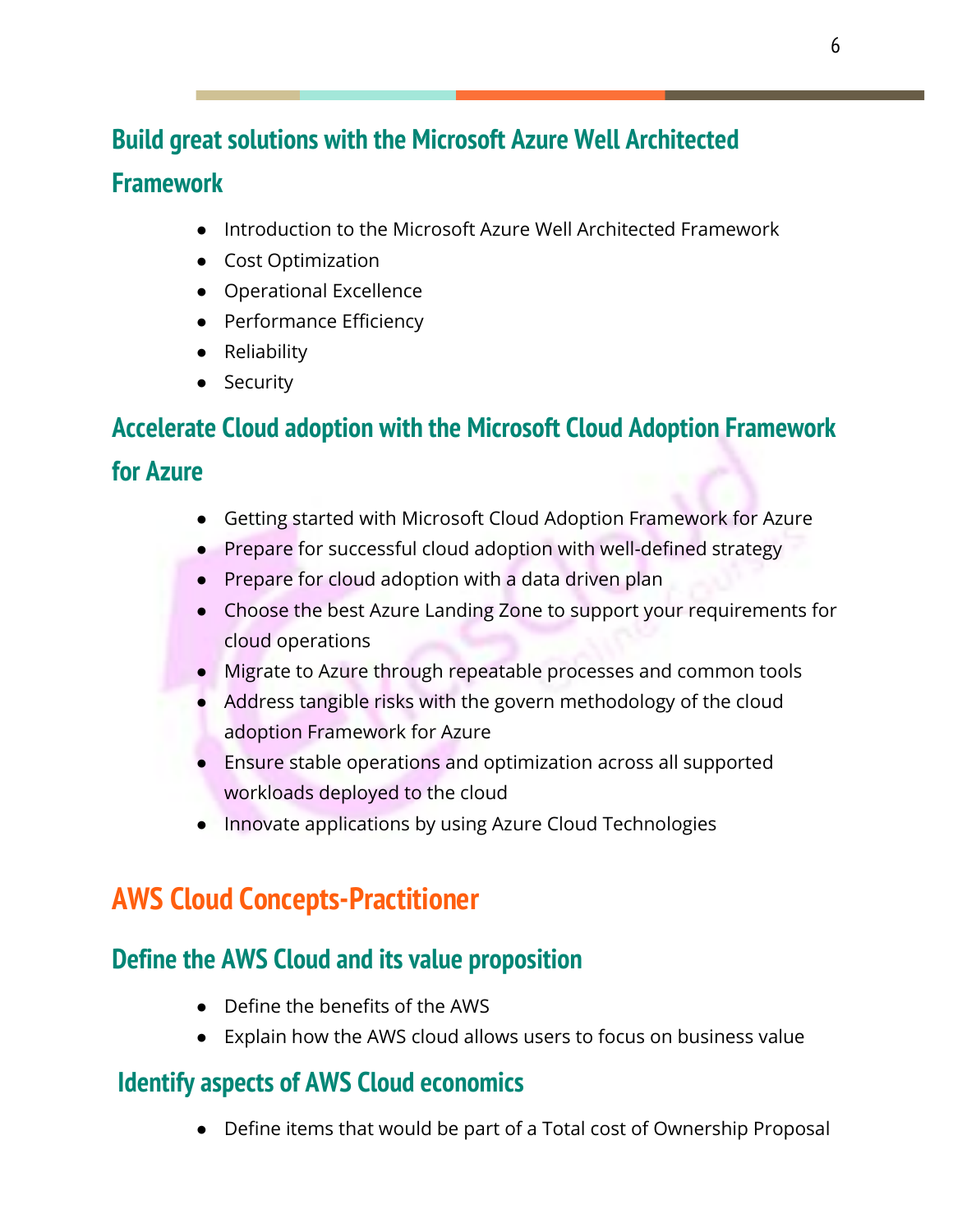## Build great solutions with the Microsoft Azure Well Architected Framework

- Introduction to the Microsoft Azure Well Architected Framework
- Cost Optimization
- Operational Excellence
- Performance Efficiency
- Reliability
- Security

## Accelerate Cloud adoption with the Microsoft Cloud Adoption Framework for Azure

- Getting started with Microsoft Cloud Adoption Framework for Azure
- Prepare for successful cloud adoption with well-defined strategy
- Prepare for cloud adoption with a data driven plan
- Choose the best Azure Landing Zone to support your requirements for cloud operations
- Migrate to Azure through repeatable processes and common tools
- Address tangible risks with the govern methodology of the cloud adoption Framework for Azure
- Ensure stable operations and optimization across all supported workloads deployed to the cloud
- Innovate applications by using Azure Cloud Technologies

# AWS Cloud Concepts-Practitioner

## Define the AWS Cloud and its value proposition

- Define the benefits of the AWS
- Explain how the AWS cloud allows users to focus on business value

## Identify aspects of AWS Cloud economics

- Define items that would be part of a Total cost of Ownership Proposal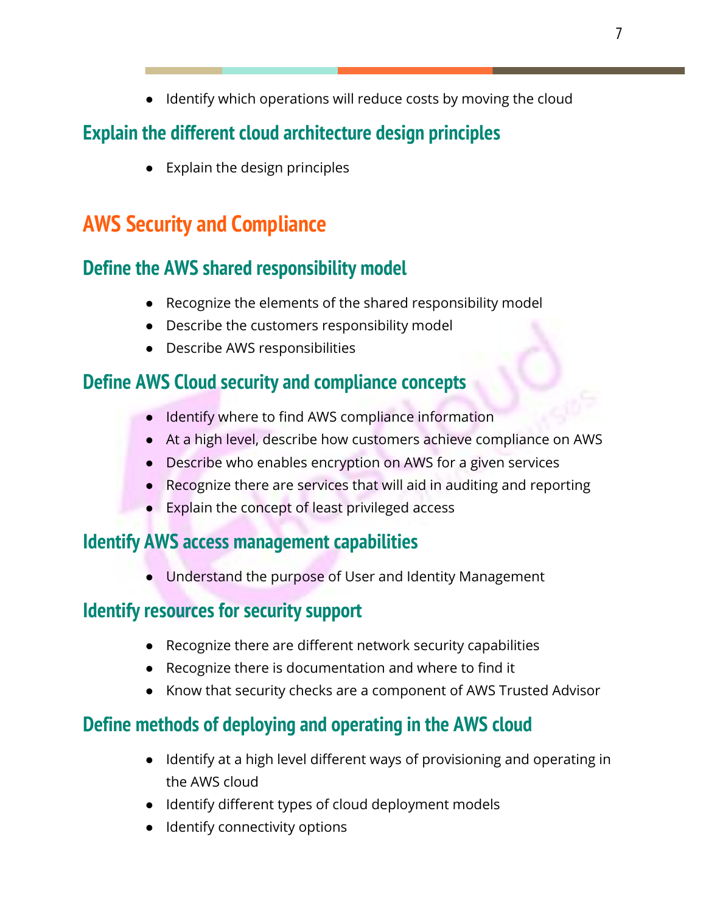- Identify which operations will reduce costs by moving the cloud

### Explain the different cloud architecture design principles

- Explain the design principles

## AWS Security and Compliance

### Define the AWS shared responsibility model

- Recognize the elements of the shared responsibility model
- Describe the customers responsibility model
- Describe AWS responsibilities

### Define AWS Cloud security and compliance concepts

- Identify where to find AWS compliance information
- At a high level, describe how customers achieve compliance on AWS
- Describe who enables encryption on AWS for a given services
- Recognize there are services that will aid in auditing and reporting
- Explain the concept of least privileged access

### Identify AWS access management capabilities

- Understand the purpose of User and Identity Management

### Identify resources for security support

- Recognize there are different network security capabilities
- Recognize there is documentation and where to find it
- Know that security checks are a component of AWS Trusted Advisor

### Define methods of deploying and operating in the AWS cloud

- Identify at a high level different ways of provisioning and operating in the AWS cloud
- Identify different types of cloud deployment models
- Identify connectivity options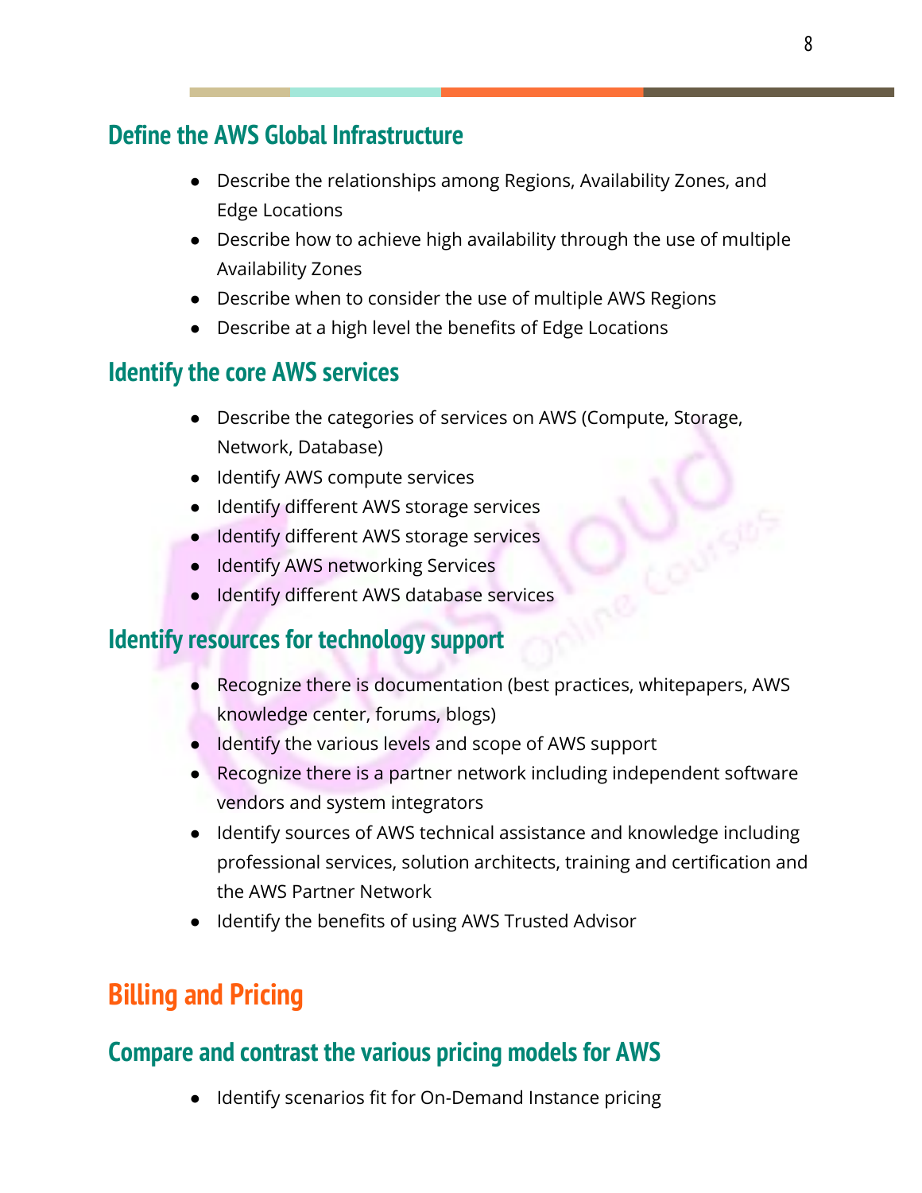### Define the AWS Global Infrastructure

- Describe the relationships among Regions, Availability Zones, and Edge Locations
- Describe how to achieve high availability through the use of multiple Availability Zones
- Describe when to consider the use of multiple AWS Regions
- Describe at a high level the benefits of Edge Locations

### Identify the core AWS services

- Describe the categories of services on AWS (Compute, Storage, Network, Database)
- Identify AWS compute services
- Identify different AWS storage services
- Identify different AWS storage services
- Identify AWS networking Services
- Identify different AWS database services

### Identify resources for technology support

- Recognize there is documentation (best practices, whitepapers, AWS knowledge center, forums, blogs)
- Identify the various levels and scope of AWS support
- Recognize there is a partner network including independent software vendors and system integrators
- Identify sources of AWS technical assistance and knowledge including professional services, solution architects, training and certification and the AWS Partner Network
- Identify the benefits of using AWS Trusted Advisor

## Billing and Pricing

### Compare and contrast the various pricing models for AWS

- Identify scenarios fit for On-Demand Instance pricing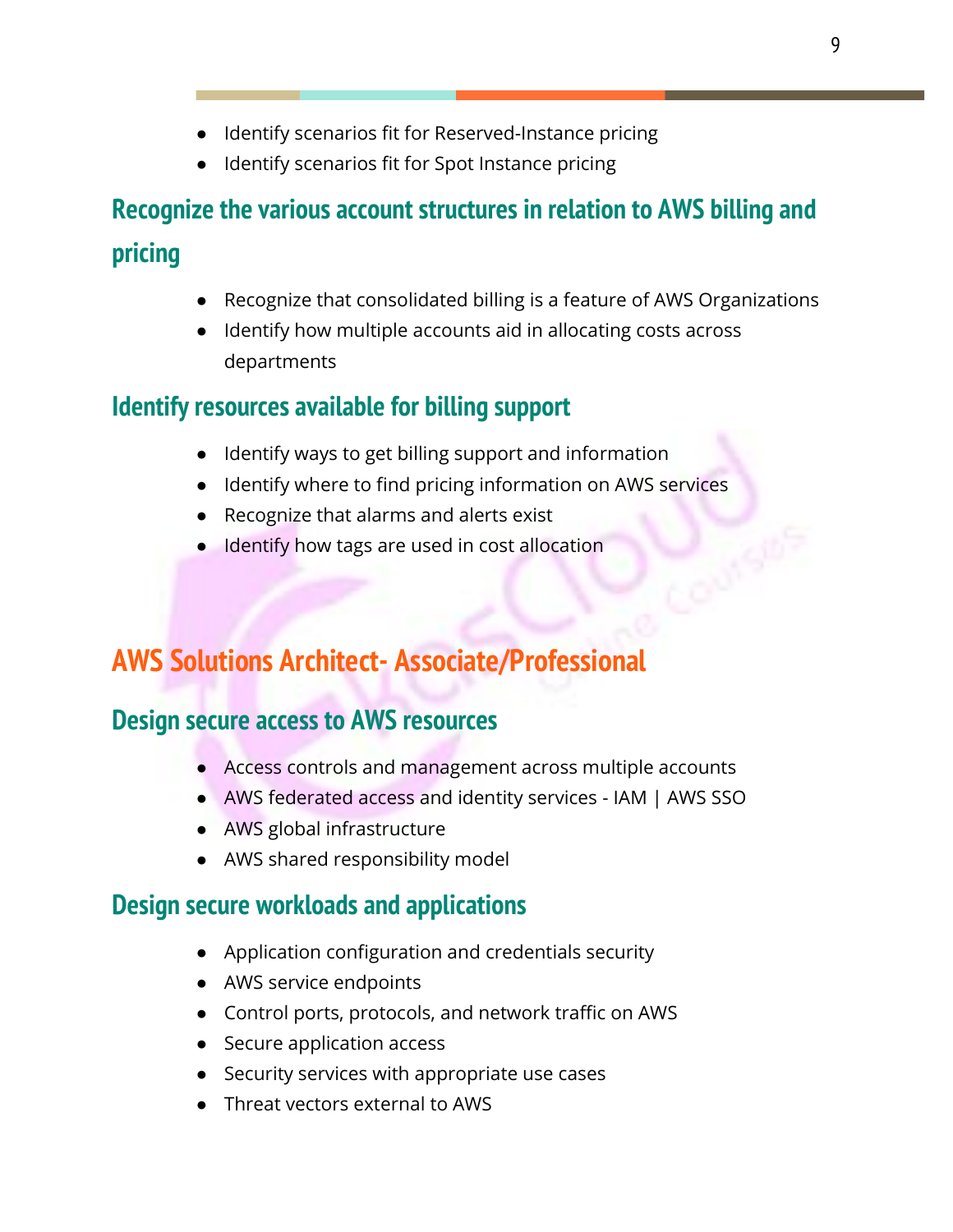- Identify scenarios fit for Reserved-Instance pricing
- Identify scenarios fit for Spot Instance pricing

### Recognize the various account structures in relation to AWS billing and pricing

- Recognize that consolidated billing is a feature of AWS Organizations
- Identify how multiple accounts aid in allocating costs across departments

### Identify resources available for billing support

- Identify ways to get billing support and information
- Identify where to find pricing information on AWS services
- Recognize that alarms and alerts exist
- Identify how tags are used in cost allocation

## AWS Solutions Architect- Associate/Professional

### Design secure access to AWS resources

- Access controls and management across multiple accounts
- AWS federated access and identity services - IAM | AWS SSO
- AWS global infrastructure
- AWS shared responsibility model

### Design secure workloads and applications

- Application configuration and credentials security
- AWS service endpoints
- Control ports, protocols, and network traffic on AWS
- Secure application access
- Security services with appropriate use cases
- Threat vectors external to AWS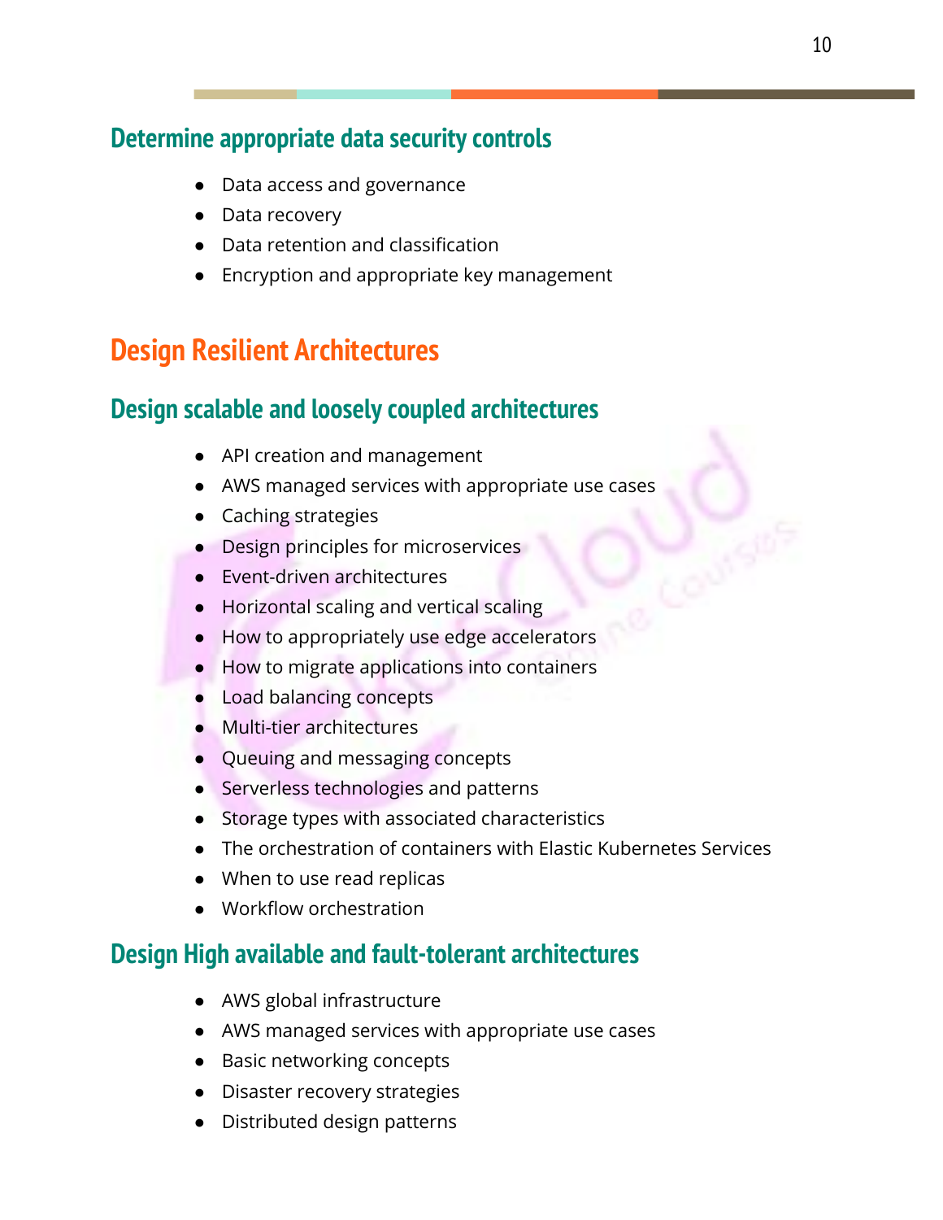### Determine appropriate data security controls

- Data access and governance
- Data recovery
- Data retention and classification
- Encryption and appropriate key management

## Design Resilient Architectures

### Design scalable and loosely coupled architectures

- API creation and management
- AWS managed services with appropriate use cases
- Caching strategies
- Design principles for microservices
- Event-driven architectures
- Horizontal scaling and vertical scaling
- How to appropriately use edge accelerators
- How to migrate applications into containers
- Load balancing concepts
- Multi-tier architectures
- Queuing and messaging concepts
- Serverless technologies and patterns
- Storage types with associated characteristics
- The orchestration of containers with Elastic Kubernetes Services
- When to use read replicas
- Workflow orchestration

### Design High available and fault-tolerant architectures

- AWS global infrastructure
- AWS managed services with appropriate use cases
- Basic networking concepts
- Disaster recovery strategies
- Distributed design patterns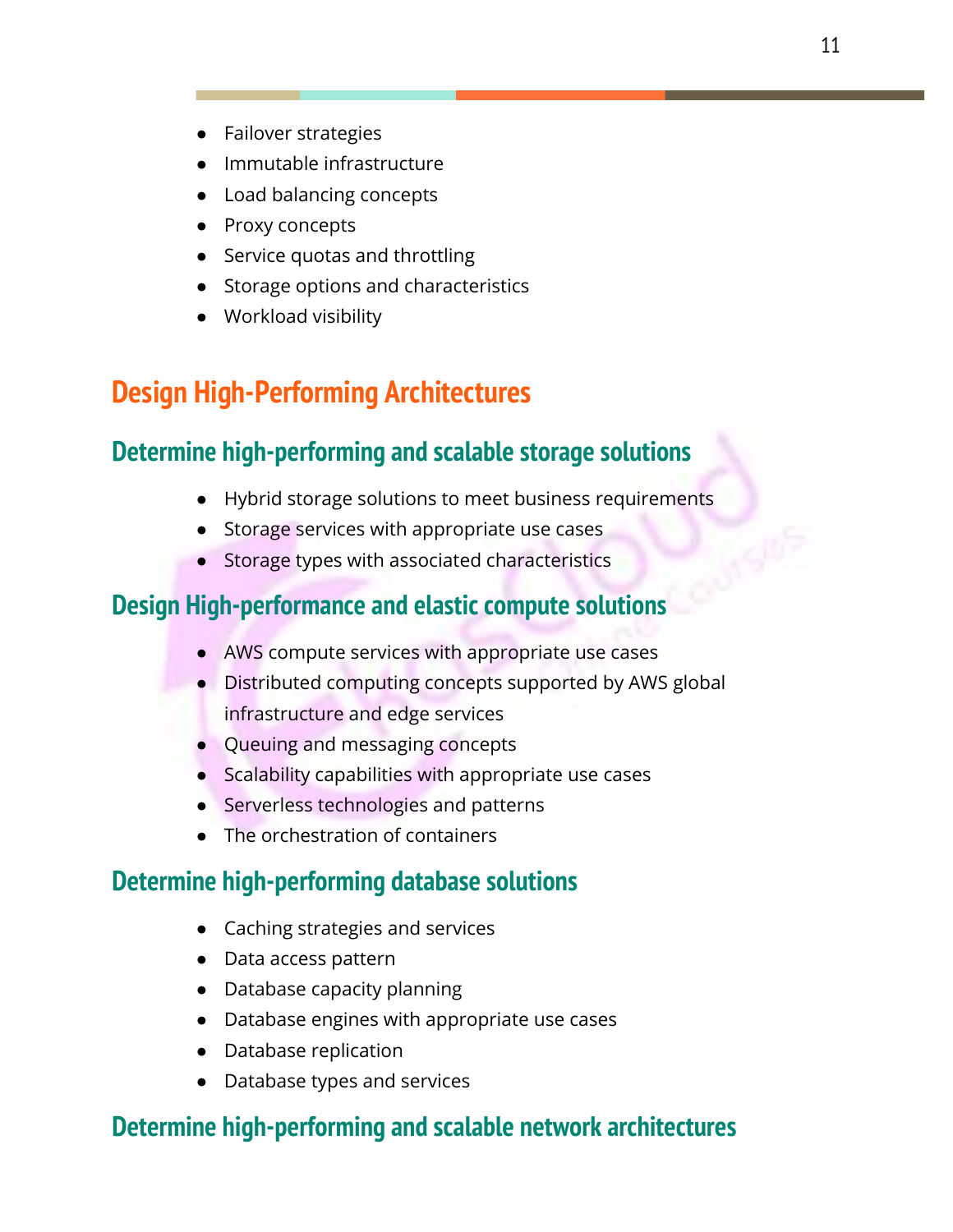- Failover strategies
- Immutable infrastructure
- Load balancing concepts
- Proxy concepts
- Service quotas and throttling
- Storage options and characteristics
- Workload visibility

## Design High-Performing Architectures

### Determine high-performing and scalable storage solutions

- Hybrid storage solutions to meet business requirements
- Storage services with appropriate use cases
- Storage types with associated characteristics

### Design High-performance and elastic compute solutions

- AWS compute services with appropriate use cases
- Distributed computing concepts supported by AWS global infrastructure and edge services
- Queuing and messaging concepts
- Scalability capabilities with appropriate use cases
- Serverless technologies and patterns
- The orchestration of containers

### Determine high-performing database solutions

- Caching strategies and services
- Data access pattern
- Database capacity planning
- Database engines with appropriate use cases
- Database replication
- Database types and services

### Determine high-performing and scalable network architectures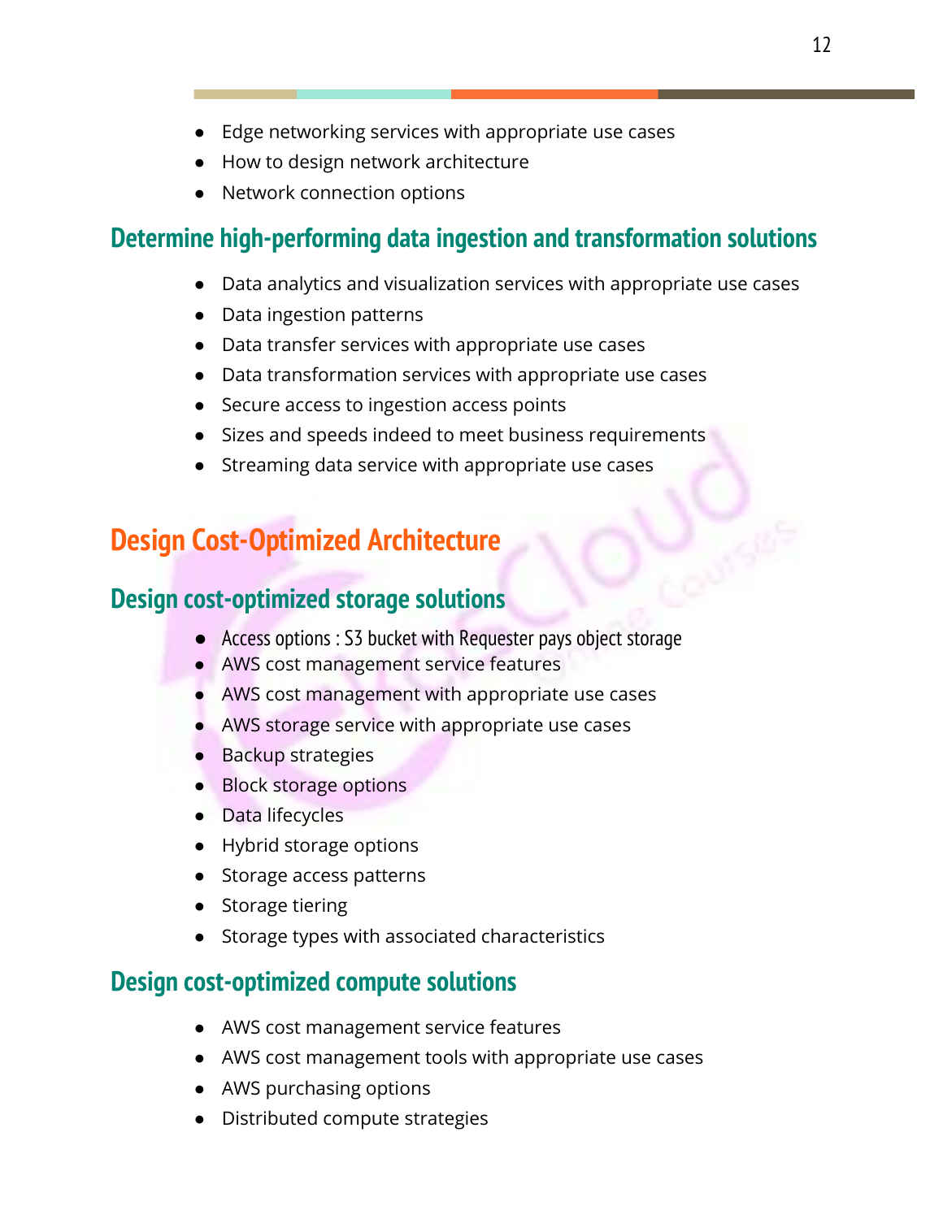- Edge networking services with appropriate use cases
- How to design network architecture
- Network connection options

### Determine high-performing data ingestion and transformation solutions

- Data analytics and visualization services with appropriate use cases
- Data ingestion patterns
- Data transfer services with appropriate use cases
- Data transformation services with appropriate use cases
- Secure access to ingestion access points
- Sizes and speeds indeed to meet business requirements
- Streaming data service with appropriate use cases

## Design Cost-Optimized Architecture

### Design cost-optimized storage solutions

- Access options : S3 bucket with Requester pays object storage
- AWS cost management service features
- AWS cost management with appropriate use cases
- AWS storage service with appropriate use cases
- Backup strategies
- Block storage options
- Data lifecycles
- Hybrid storage options
- Storage access patterns
- Storage tiering
- Storage types with associated characteristics

### Design cost-optimized compute solutions

- AWS cost management service features
- AWS cost management tools with appropriate use cases
- AWS purchasing options
- Distributed compute strategies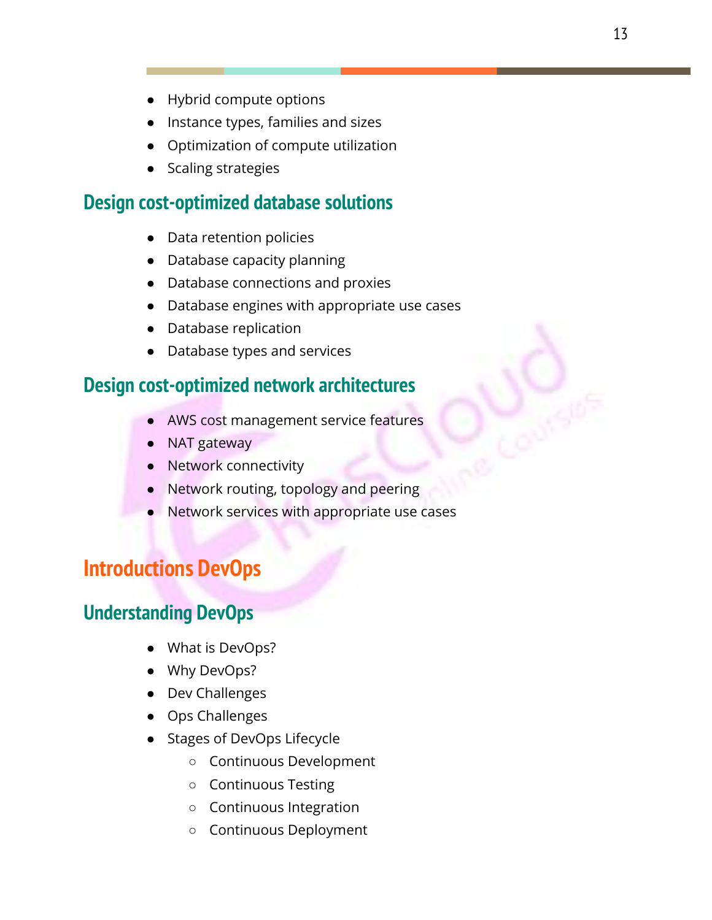- Hybrid compute options
- Instance types, families and sizes
- Optimization of compute utilization
- Scaling strategies

### Design cost-optimized database solutions

- Data retention policies
- Database capacity planning
- Database connections and proxies
- Database engines with appropriate use cases
- Database replication
- Database types and services

### Design cost-optimized network architectures

- AWS cost management service features
- NAT gateway
- Network connectivity
- Network routing, topology and peering
- Network services with appropriate use cases

## Introductions DevOps

### Understanding DevOps

- What is DevOps?
- Why DevOps?
- Dev Challenges
- Ops Challenges
- Stages of DevOps Lifecycle
  - Continuous Development
  - Continuous Testing
  - Continuous Integration
  - Continuous Deployment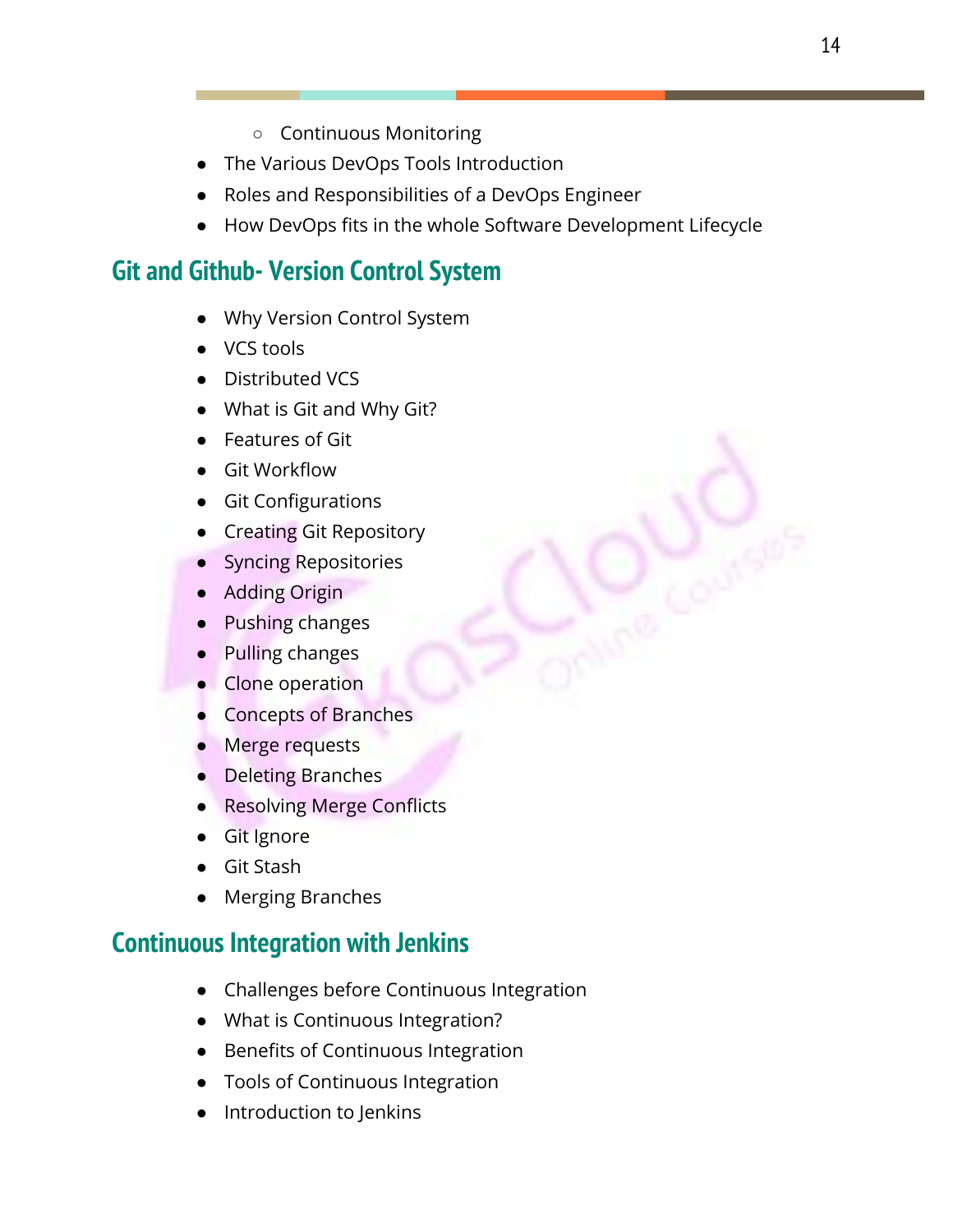- Continuous Monitoring
- The Various DevOps Tools Introduction
- Roles and Responsibilities of a DevOps Engineer
- How DevOps fits in the whole Software Development Lifecycle

## Git and Github- Version Control System

- Why Version Control System
- VCS tools
- Distributed VCS
- What is Git and Why Git?
- Features of Git
- Git Workflow
- Git Configurations
- Creating Git Repository
- Syncing Repositories
- Adding Origin
- Pushing changes
- Pulling changes
- Clone operation
- Concepts of Branches
- Merge requests
- Deleting Branches
- Resolving Merge Conflicts
- Git Ignore
- Git Stash
- Merging Branches

## Continuous Integration with Jenkins

- Challenges before Continuous Integration
- What is Continuous Integration?
- Benefits of Continuous Integration
- Tools of Continuous Integration
- Introduction to Jenkins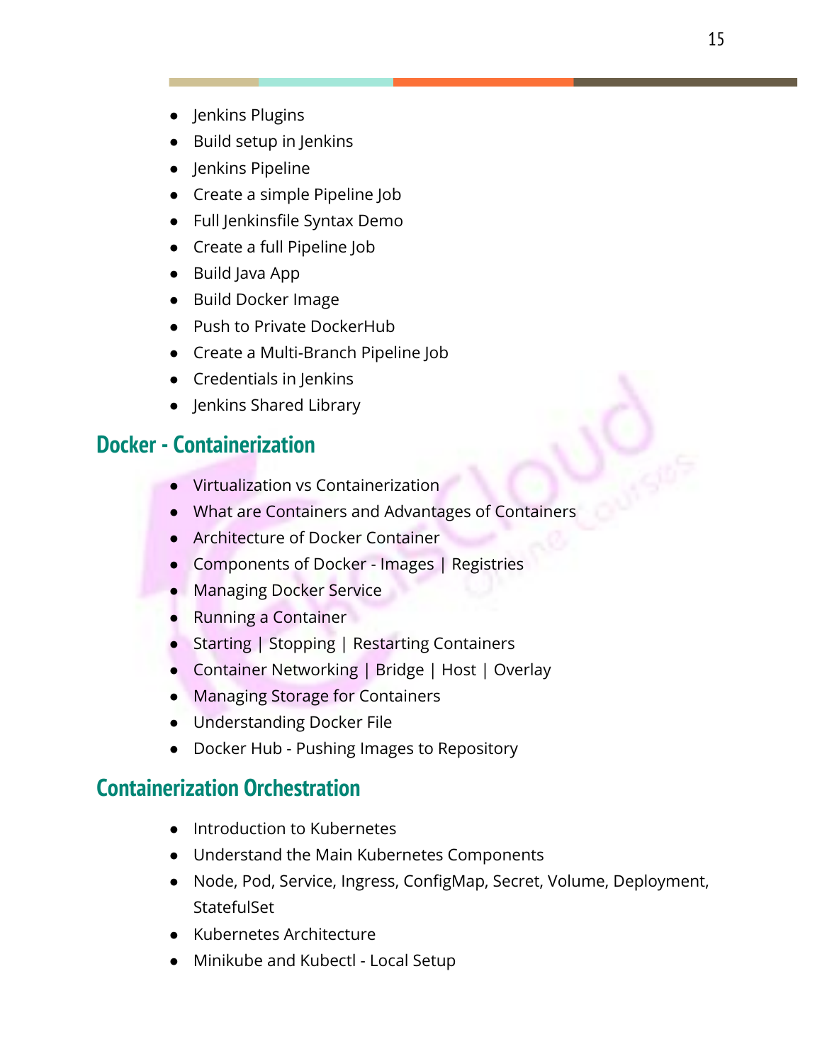- Jenkins Plugins
- Build setup in Jenkins
- Jenkins Pipeline
- Create a simple Pipeline Job
- Full Jenkinsfile Syntax Demo
- Create a full Pipeline Job
- Build Java App
- Build Docker Image
- Push to Private DockerHub
- Create a Multi-Branch Pipeline Job
- Credentials in Jenkins
- Jenkins Shared Library

## Docker - Containerization

- Virtualization vs Containerization
- What are Containers and Advantages of Containers
- Architecture of Docker Container
- Components of Docker - Images | Registries
- Managing Docker Service
- Running a Container
- Starting | Stopping | Restarting Containers
- Container Networking | Bridge | Host | Overlay
- Managing Storage for Containers
- Understanding Docker File
- Docker Hub - Pushing Images to Repository

## Containerization Orchestration

- Introduction to Kubernetes
- Understand the Main Kubernetes Components
- Node, Pod, Service, Ingress, ConfigMap, Secret, Volume, Deployment, StatefulSet
- Kubernetes Architecture
- Minikube and Kubectl - Local Setup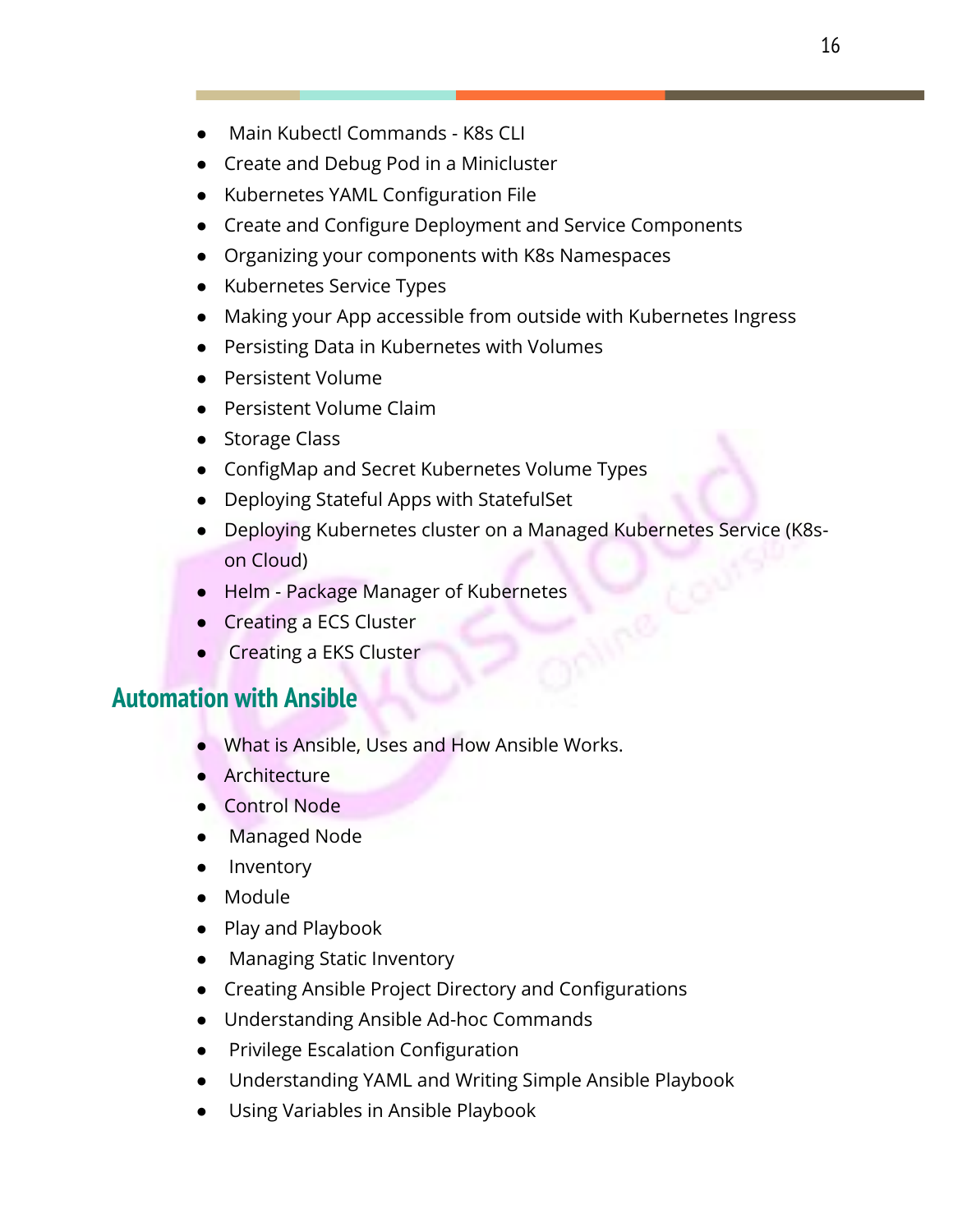- Main Kubectl Commands - K8s CLI
- Create and Debug Pod in a Minicluster
- Kubernetes YAML Configuration File
- Create and Configure Deployment and Service Components
- Organizing your components with K8s Namespaces
- Kubernetes Service Types
- Making your App accessible from outside with Kubernetes Ingress
- Persisting Data in Kubernetes with Volumes
- Persistent Volume
- Persistent Volume Claim
- Storage Class
- ConfigMap and Secret Kubernetes Volume Types
- Deploying Stateful Apps with StatefulSet
- Deploying Kubernetes cluster on a Managed Kubernetes Service (K8s-on Cloud)
- Helm - Package Manager of Kubernetes
- Creating a ECS Cluster
- Creating a EKS Cluster

## Automation with Ansible

- What is Ansible, Uses and How Ansible Works.
- Architecture
- Control Node
- Managed Node
- Inventory
- Module
- Play and Playbook
- Managing Static Inventory
- Creating Ansible Project Directory and Configurations
- Understanding Ansible Ad-hoc Commands
- Privilege Escalation Configuration
- Understanding YAML and Writing Simple Ansible Playbook
- Using Variables in Ansible Playbook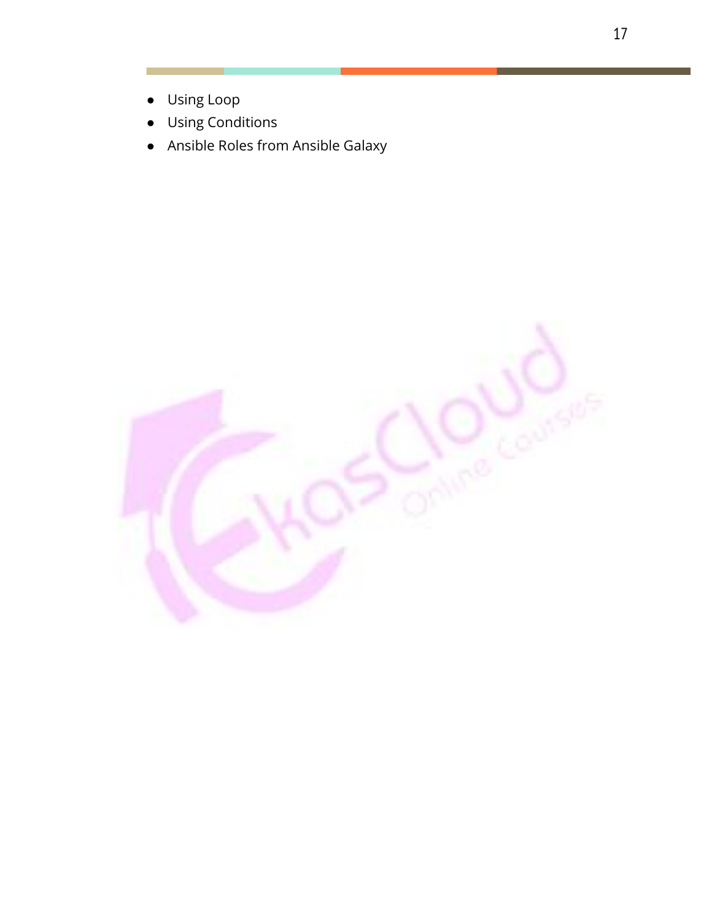- Using Loop
- Using Conditions
- Ansible Roles from Ansible Galaxy